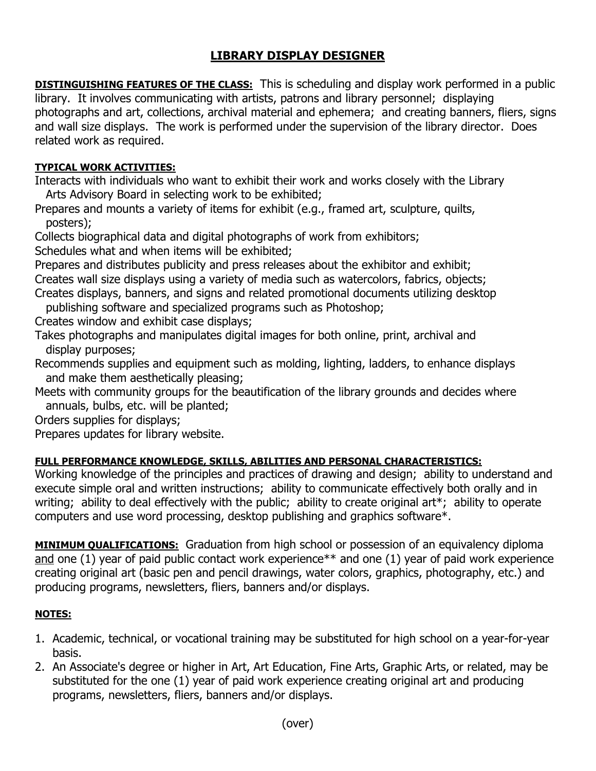# LIBRARY DISPLAY DESIGNER

**DISTINGUISHING FEATURES OF THE CLASS:** This is scheduling and display work performed in a public library. It involves communicating with artists, patrons and library personnel; displaying photographs and art, collections, archival material and ephemera; and creating banners, fliers, signs and wall size displays. The work is performed under the supervision of the library director. Does related work as required.

**TYPICAL WORK ACTIVITIES:**

Interacts with individuals who want to exhibit their work and works closely with the Library Arts Advisory Board in selecting work to be exhibited;
Prepares and mounts a variety of items for exhibit (e.g., framed art, sculpture, quilts, posters);
Collects biographical data and digital photographs of work from exhibitors;
Schedules what and when items will be exhibited;
Prepares and distributes publicity and press releases about the exhibitor and exhibit;
Creates wall size displays using a variety of media such as watercolors, fabrics, objects;
Creates displays, banners, and signs and related promotional documents utilizing desktop publishing software and specialized programs such as Photoshop;
Creates window and exhibit case displays;
Takes photographs and manipulates digital images for both online, print, archival and display purposes;
Recommends supplies and equipment such as molding, lighting, ladders, to enhance displays and make them aesthetically pleasing;
Meets with community groups for the beautification of the library grounds and decides where annuals, bulbs, etc. will be planted;
Orders supplies for displays;
Prepares updates for library website.

**FULL PERFORMANCE KNOWLEDGE, SKILLS, ABILITIES AND PERSONAL CHARACTERISTICS:**
Working knowledge of the principles and practices of drawing and design; ability to understand and execute simple oral and written instructions; ability to communicate effectively both orally and in writing; ability to deal effectively with the public; ability to create original art*; ability to operate computers and use word processing, desktop publishing and graphics software*.

**MINIMUM QUALIFICATIONS:** Graduation from high school or possession of an equivalency diploma and one (1) year of paid public contact work experience** and one (1) year of paid work experience creating original art (basic pen and pencil drawings, water colors, graphics, photography, etc.) and producing programs, newsletters, fliers, banners and/or displays.

**NOTES:**

1. Academic, technical, or vocational training may be substituted for high school on a year-for-year basis.
2. An Associate's degree or higher in Art, Art Education, Fine Arts, Graphic Arts, or related, may be substituted for the one (1) year of paid work experience creating original art and producing programs, newsletters, fliers, banners and/or displays.

(over)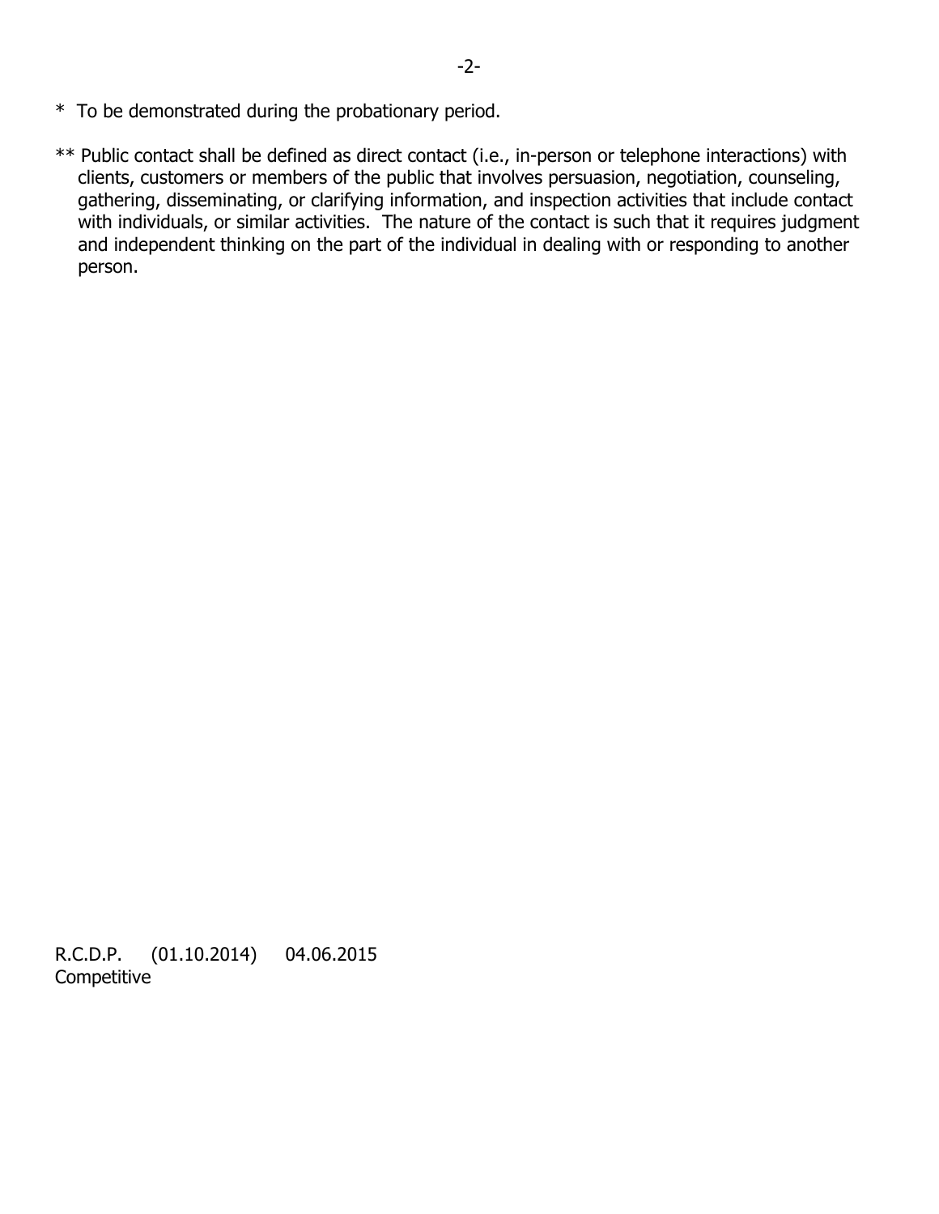* To be demonstrated during the probationary period.

** Public contact shall be defined as direct contact (i.e., in-person or telephone interactions) with clients, customers or members of the public that involves persuasion, negotiation, counseling, gathering, disseminating, or clarifying information, and inspection activities that include contact with individuals, or similar activities. The nature of the contact is such that it requires judgment and independent thinking on the part of the individual in dealing with or responding to another person.

R.C.D.P. (01.10.2014) 04.06.2015
Competitive